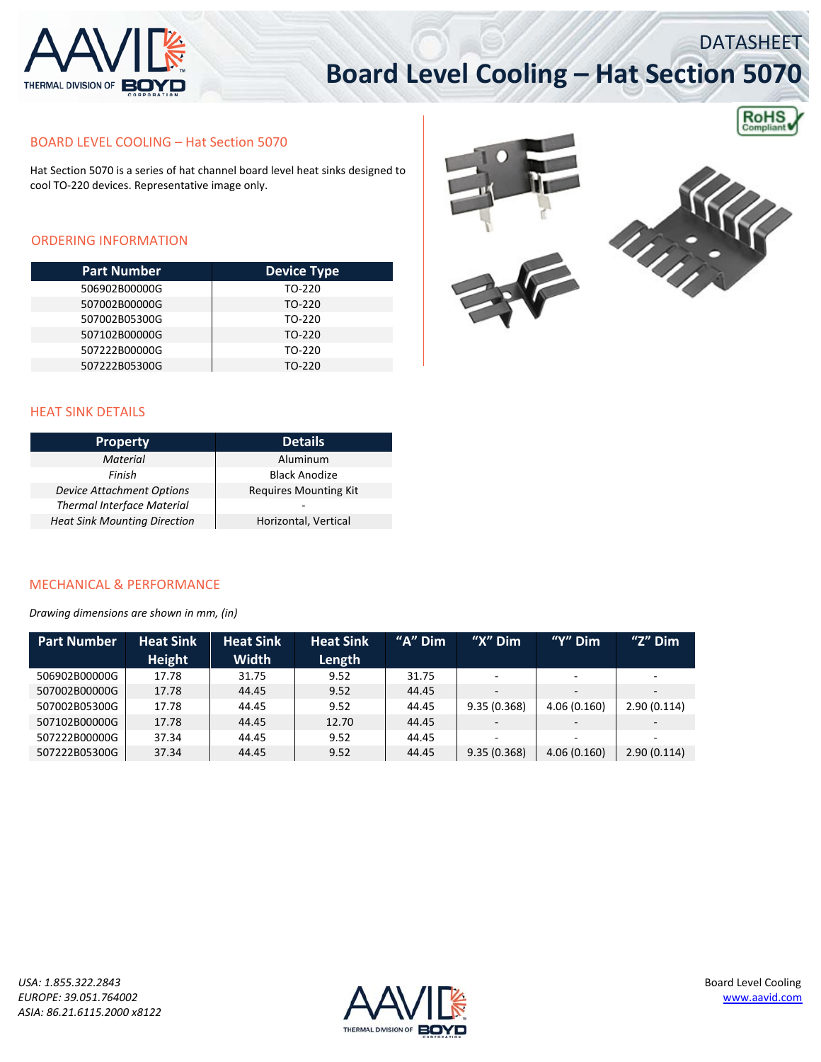DATASHEET

# Board Level Cooling – Hat Section 5070

## BOARD LEVEL COOLING – Hat Section 5070

Hat Section 5070 is a series of hat channel board level heat sinks designed to cool TO-220 devices. Representative image only.

## ORDERING INFORMATION

| Part Number | Device Type |
|---|---|
| 506902B00000G | TO-220 |
| 507002B00000G | TO-220 |
| 507002B05300G | TO-220 |
| 507102B00000G | TO-220 |
| 507222B00000G | TO-220 |
| 507222B05300G | TO-220 |

## HEAT SINK DETAILS

| Property | Details |
|---|---|
| *Material* | Aluminum |
| *Finish* | Black Anodize |
| *Device Attachment Options* | Requires Mounting Kit |
| *Thermal Interface Material* | - |
| *Heat Sink Mounting Direction* | Horizontal, Vertical |

## MECHANICAL & PERFORMANCE

*Drawing dimensions are shown in mm, (in)*

| Part Number | Heat Sink Height | Heat Sink Width | Heat Sink Length | "A" Dim | "X" Dim | "Y" Dim | "Z" Dim |
|---|---|---|---|---|---|---|---|
| 506902B00000G | 17.78 | 31.75 | 9.52 | 31.75 | - | - | - |
| 507002B00000G | 17.78 | 44.45 | 9.52 | 44.45 | - | - | - |
| 507002B05300G | 17.78 | 44.45 | 9.52 | 44.45 | 9.35 (0.368) | 4.06 (0.160) | 2.90 (0.114) |
| 507102B00000G | 17.78 | 44.45 | 12.70 | 44.45 | - | - | - |
| 507222B00000G | 37.34 | 44.45 | 9.52 | 44.45 | - | - | - |
| 507222B05300G | 37.34 | 44.45 | 9.52 | 44.45 | 9.35 (0.368) | 4.06 (0.160) | 2.90 (0.114) |

*USA: 1.855.322.2843*
*EUROPE: 39.051.764002*
*ASIA: 86.21.6115.2000 x8122*

Board Level Cooling
www.aavid.com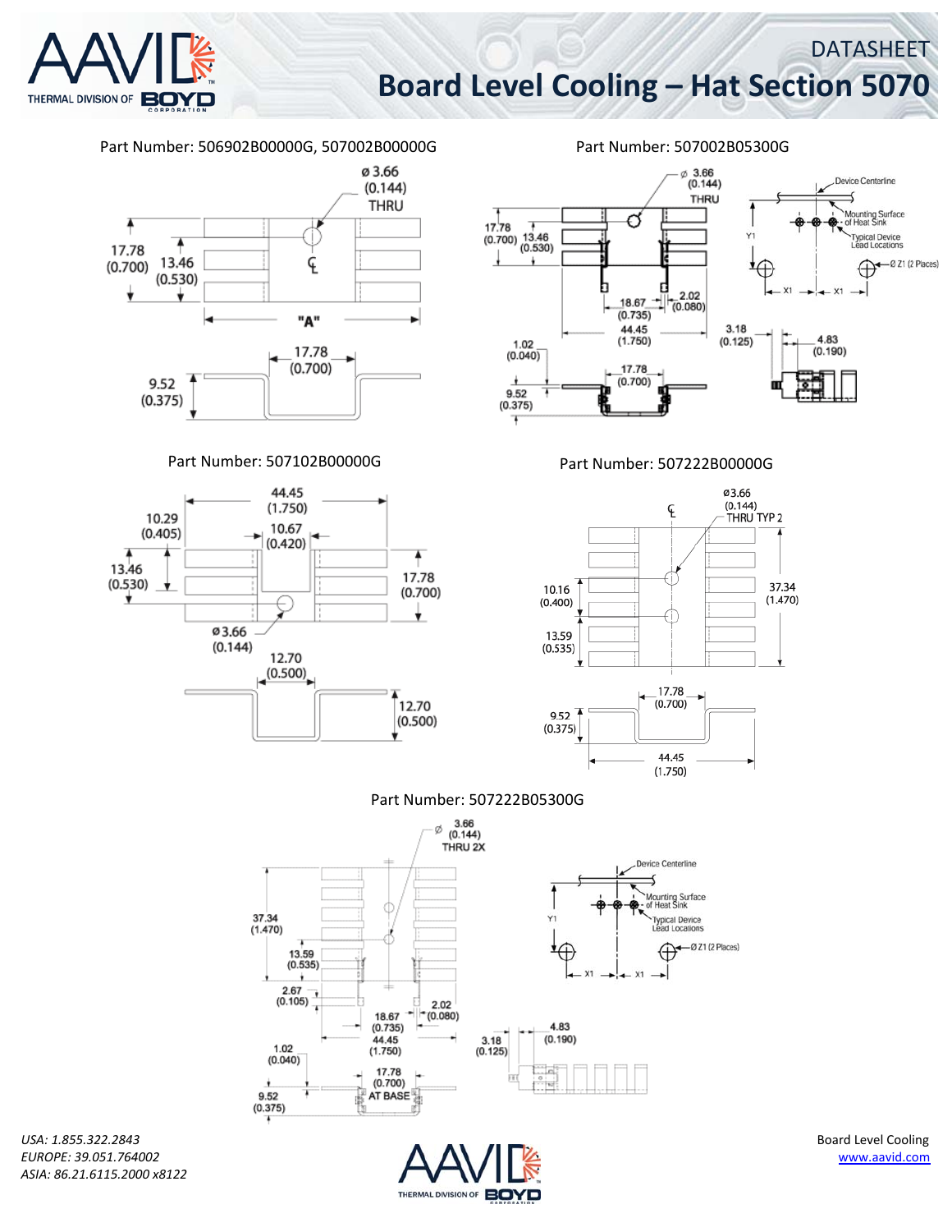DATASHEET

# Board Level Cooling – Hat Section 5070

## Part Number: 506902B00000G, 507002B00000G

ø 3.66 (0.144) THRU

17.78 (0.700)

13.46 (0.530)

"A"

17.78 (0.700)

9.52 (0.375)

## Part Number: 507002B05300G

ø 3.66 (0.144) THRU

17.78 (0.700)

13.46 (0.530)

18.67 (0.735)

2.02 (0.080)

44.45 (1.750)

1.02 (0.040)

17.78 (0.700)

9.52 (0.375)

Device Centerline

Mounting Surface of Heat Sink

Typical Device Lead Locations

Y1

Ø Z1 (2 Places)

X1 X1

3.18 (0.125)

4.83 (0.190)

## Part Number: 507102B00000G

44.45 (1.750)

10.29 (0.405)

10.67 (0.420)

13.46 (0.530)

17.78 (0.700)

ø 3.66 (0.144)

12.70 (0.500)

12.70 (0.500)

## Part Number: 507222B00000G

ø3.66 (0.144) THRU TYP 2

10.16 (0.400)

37.34 (1.470)

13.59 (0.535)

17.78 (0.700)

9.52 (0.375)

44.45 (1.750)

## Part Number: 507222B05300G

ø 3.66 (0.144) THRU 2X

37.34 (1.470)

13.59 (0.535)

2.67 (0.105)

2.02 (0.080)

18.67 (0.735)

44.45 (1.750)

1.02 (0.040)

17.78 (0.700) AT BASE

9.52 (0.375)

Device Centerline

Mounting Surface of Heat Sink

Typical Device Lead Locations

Y1

Ø Z1 (2 Places)

X1 X1

3.18 (0.125)

4.83 (0.190)

*USA: 1.855.322.2843*
*EUROPE: 39.051.764002*
*ASIA: 86.21.6115.2000 x8122*

Board Level Cooling
www.aavid.com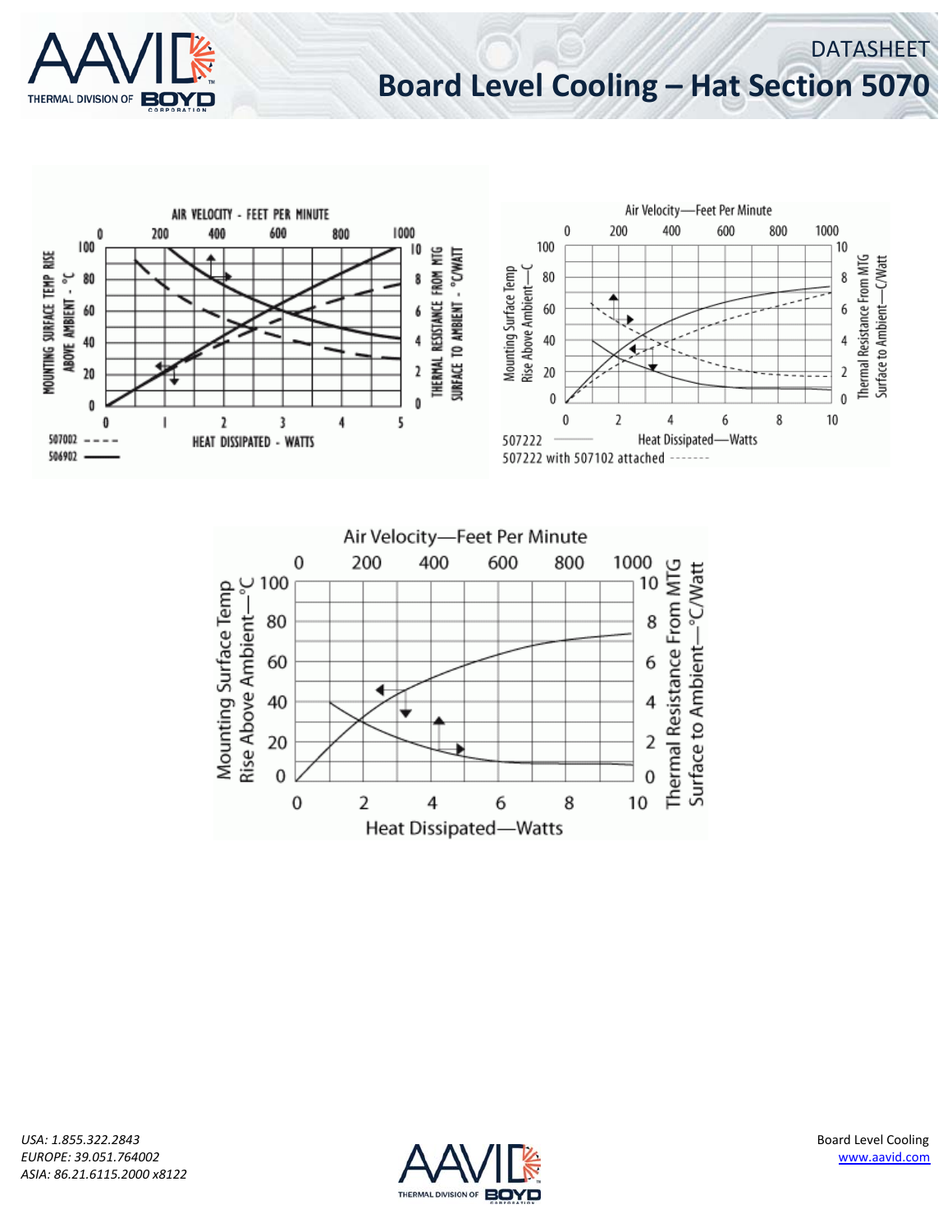# Board Level Cooling – Hat Section 5070

AIR VELOCITY - FEET PER MINUTE

0 200 400 600 800 1000

MOUNTING SURFACE TEMP RISE ABOVE AMBIENT - °C

100 80 60 40 20 0

THERMAL RESISTANCE FROM MTG SURFACE TO AMBIENT - °C/WATT

10 8 6 4 2 0

0 1 2 3 4 5

HEAT DISSIPATED - WATTS

507002 - - - -

506902 ——

Air Velocity—Feet Per Minute

0 200 400 600 800 1000

Mounting Surface Temp Rise Above Ambient—C

100 80 60 40 20 0

Thermal Resistance From MTG Surface to Ambient—C/Watt

10 8 6 4 2 0

0 2 4 6 8 10

Heat Dissipated—Watts

507222 ———

507222 with 507102 attached -------

Air Velocity—Feet Per Minute

0 200 400 600 800 1000

Mounting Surface Temp Rise Above Ambient—°C

100 80 60 40 20 0

Thermal Resistance From MTG Surface to Ambient—°C/Watt

10 8 6 4 2 0

0 2 4 6 8 10

Heat Dissipated—Watts

*USA: 1.855.322.2843*
*EUROPE: 39.051.764002*
*ASIA: 86.21.6115.2000 x8122*

Board Level Cooling
www.aavid.com